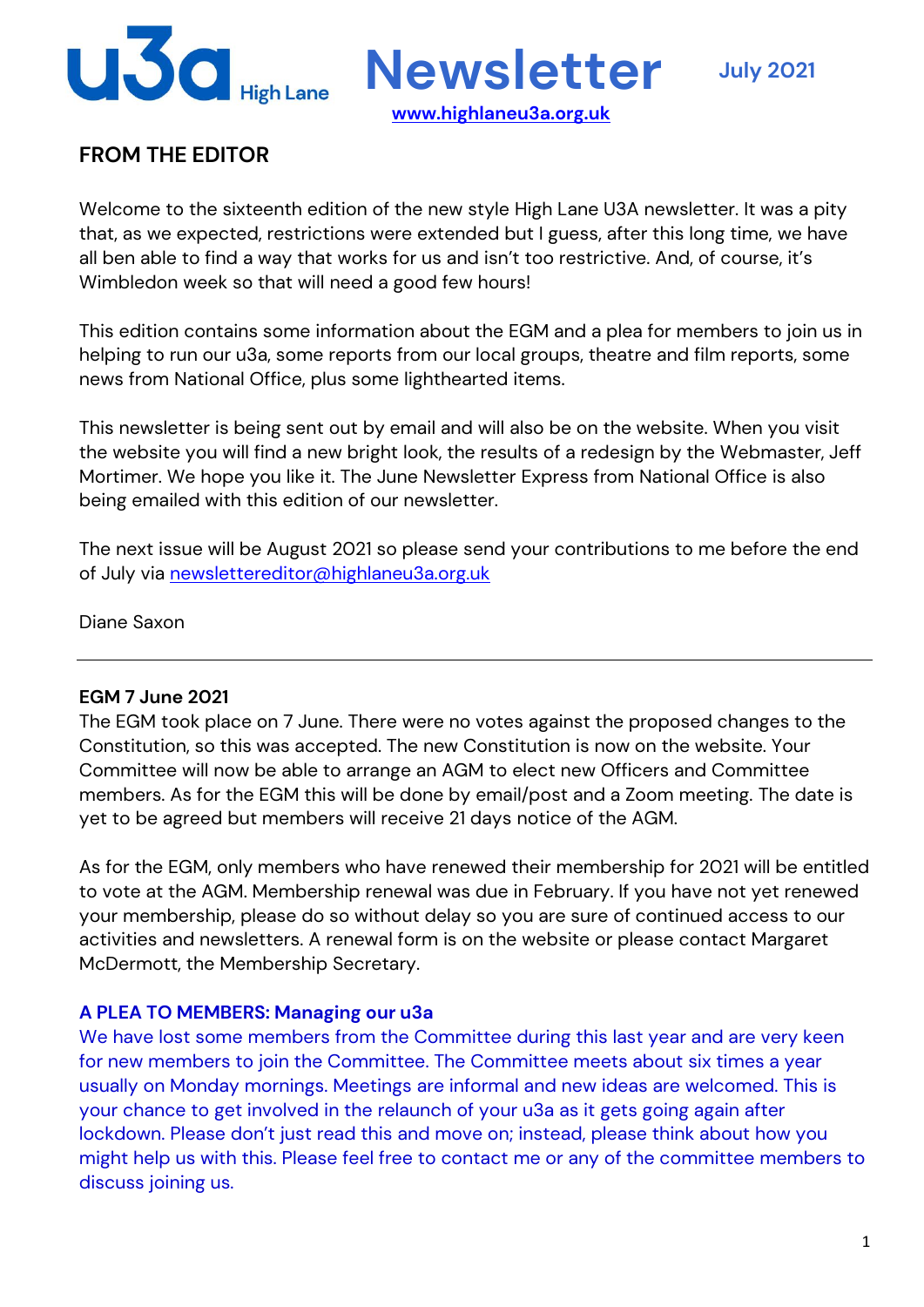# u3a High Lane Newsletter

**July 2021**

[www.highlaneu3a.org.uk](http://www.highlaneu3a.org.uk)

## FROM THE EDITOR

Welcome to the sixteenth edition of the new style High Lane U3A newsletter. It was a pity that, as we expected, restrictions were extended but I guess, after this long time, we have all ben able to find a way that works for us and isn't too restrictive. And, of course, it's Wimbledon week so that will need a good few hours!

This edition contains some information about the EGM and a plea for members to join us in helping to run our u3a, some reports from our local groups, theatre and film reports, some news from National Office, plus some lighthearted items.

This newsletter is being sent out by email and will also be on the website. When you visit the website you will find a new bright look, the results of a redesign by the Webmaster, Jeff Mortimer. We hope you like it. The June Newsletter Express from National Office is also being emailed with this edition of our newsletter.

The next issue will be August 2021 so please send your contributions to me before the end of July via [newslettereditor@highlaneu3a.org.uk](mailto:newslettereditor@highlaneu3a.org.uk)

Diane Saxon

---

### EGM 7 June 2021

The EGM took place on 7 June. There were no votes against the proposed changes to the Constitution, so this was accepted. The new Constitution is now on the website. Your Committee will now be able to arrange an AGM to elect new Officers and Committee members. As for the EGM this will be done by email/post and a Zoom meeting. The date is yet to be agreed but members will receive 21 days notice of the AGM.

As for the EGM, only members who have renewed their membership for 2021 will be entitled to vote at the AGM. Membership renewal was due in February. If you have not yet renewed your membership, please do so without delay so you are sure of continued access to our activities and newsletters. A renewal form is on the website or please contact Margaret McDermott, the Membership Secretary.

### A PLEA TO MEMBERS: Managing our u3a

We have lost some members from the Committee during this last year and are very keen for new members to join the Committee. The Committee meets about six times a year usually on Monday mornings. Meetings are informal and new ideas are welcomed. This is your chance to get involved in the relaunch of your u3a as it gets going again after lockdown. Please don't just read this and move on; instead, please think about how you might help us with this. Please feel free to contact me or any of the committee members to discuss joining us.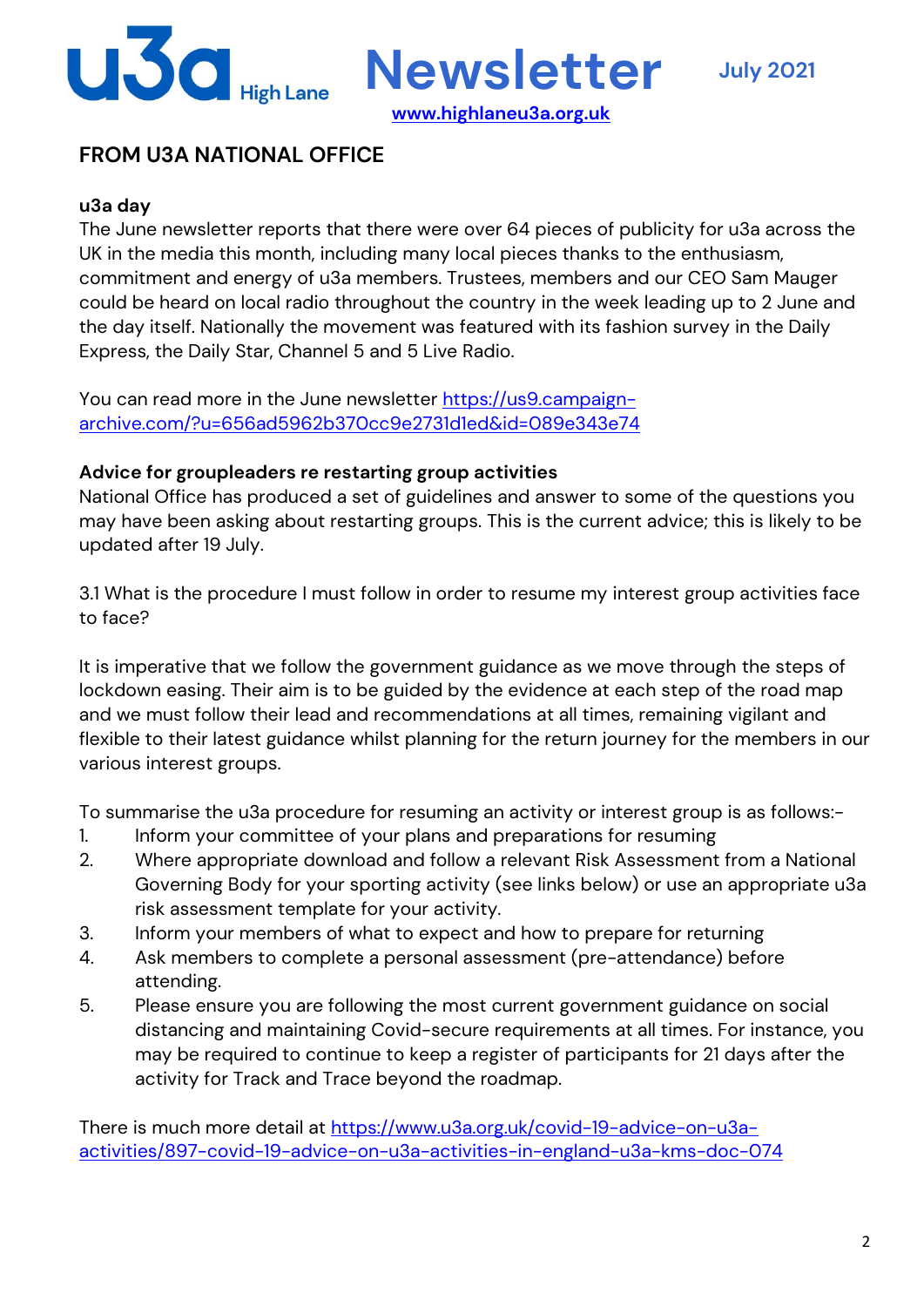u3a High Lane **Newsletter** July 2021

www.highlaneu3a.org.uk

## FROM U3A NATIONAL OFFICE

**u3a day**

The June newsletter reports that there were over 64 pieces of publicity for u3a across the UK in the media this month, including many local pieces thanks to the enthusiasm, commitment and energy of u3a members. Trustees, members and our CEO Sam Mauger could be heard on local radio throughout the country in the week leading up to 2 June and the day itself. Nationally the movement was featured with its fashion survey in the Daily Express, the Daily Star, Channel 5 and 5 Live Radio.

You can read more in the June newsletter https://us9.campaign-archive.com/?u=656ad5962b370cc9e2731d1ed&id=089e343e74

**Advice for groupleaders re restarting group activities**

National Office has produced a set of guidelines and answer to some of the questions you may have been asking about restarting groups. This is the current advice; this is likely to be updated after 19 July.

3.1 What is the procedure I must follow in order to resume my interest group activities face to face?

It is imperative that we follow the government guidance as we move through the steps of lockdown easing. Their aim is to be guided by the evidence at each step of the road map and we must follow their lead and recommendations at all times, remaining vigilant and flexible to their latest guidance whilst planning for the return journey for the members in our various interest groups.

To summarise the u3a procedure for resuming an activity or interest group is as follows:-

1. Inform your committee of your plans and preparations for resuming
2. Where appropriate download and follow a relevant Risk Assessment from a National Governing Body for your sporting activity (see links below) or use an appropriate u3a risk assessment template for your activity.
3. Inform your members of what to expect and how to prepare for returning
4. Ask members to complete a personal assessment (pre-attendance) before attending.
5. Please ensure you are following the most current government guidance on social distancing and maintaining Covid-secure requirements at all times. For instance, you may be required to continue to keep a register of participants for 21 days after the activity for Track and Trace beyond the roadmap.

There is much more detail at https://www.u3a.org.uk/covid-19-advice-on-u3a-activities/897-covid-19-advice-on-u3a-activities-in-england-u3a-kms-doc-074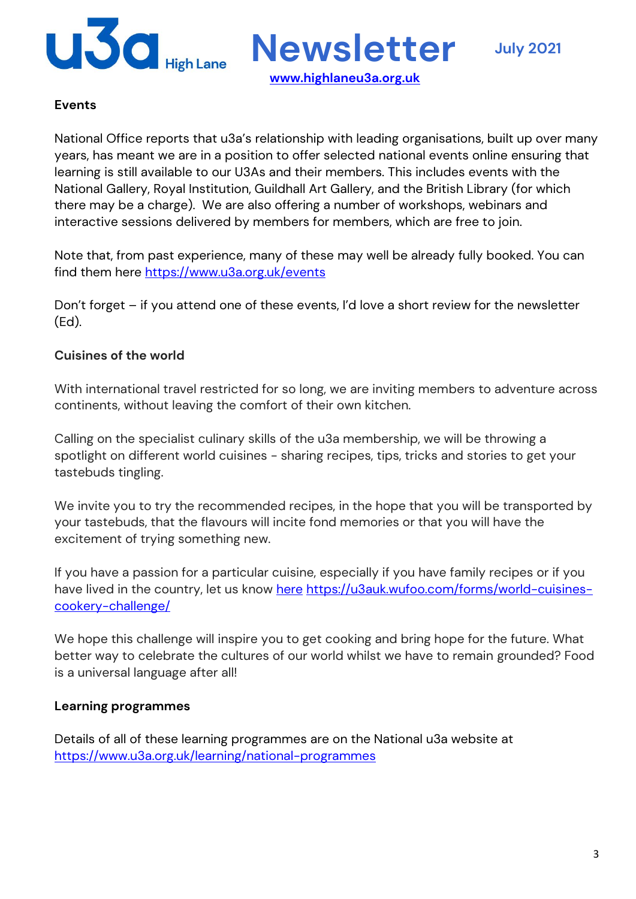### Events

National Office reports that u3a's relationship with leading organisations, built up over many years, has meant we are in a position to offer selected national events online ensuring that learning is still available to our U3As and their members. This includes events with the National Gallery, Royal Institution, Guildhall Art Gallery, and the British Library (for which there may be a charge). We are also offering a number of workshops, webinars and interactive sessions delivered by members for members, which are free to join.

Note that, from past experience, many of these may well be already fully booked. You can find them here https://www.u3a.org.uk/events

Don't forget – if you attend one of these events, I'd love a short review for the newsletter (Ed).

### Cuisines of the world

With international travel restricted for so long, we are inviting members to adventure across continents, without leaving the comfort of their own kitchen.

Calling on the specialist culinary skills of the u3a membership, we will be throwing a spotlight on different world cuisines - sharing recipes, tips, tricks and stories to get your tastebuds tingling.

We invite you to try the recommended recipes, in the hope that you will be transported by your tastebuds, that the flavours will incite fond memories or that you will have the excitement of trying something new.

If you have a passion for a particular cuisine, especially if you have family recipes or if you have lived in the country, let us know here https://u3auk.wufoo.com/forms/world-cuisines-cookery-challenge/

We hope this challenge will inspire you to get cooking and bring hope for the future. What better way to celebrate the cultures of our world whilst we have to remain grounded? Food is a universal language after all!

### Learning programmes

Details of all of these learning programmes are on the National u3a website at https://www.u3a.org.uk/learning/national-programmes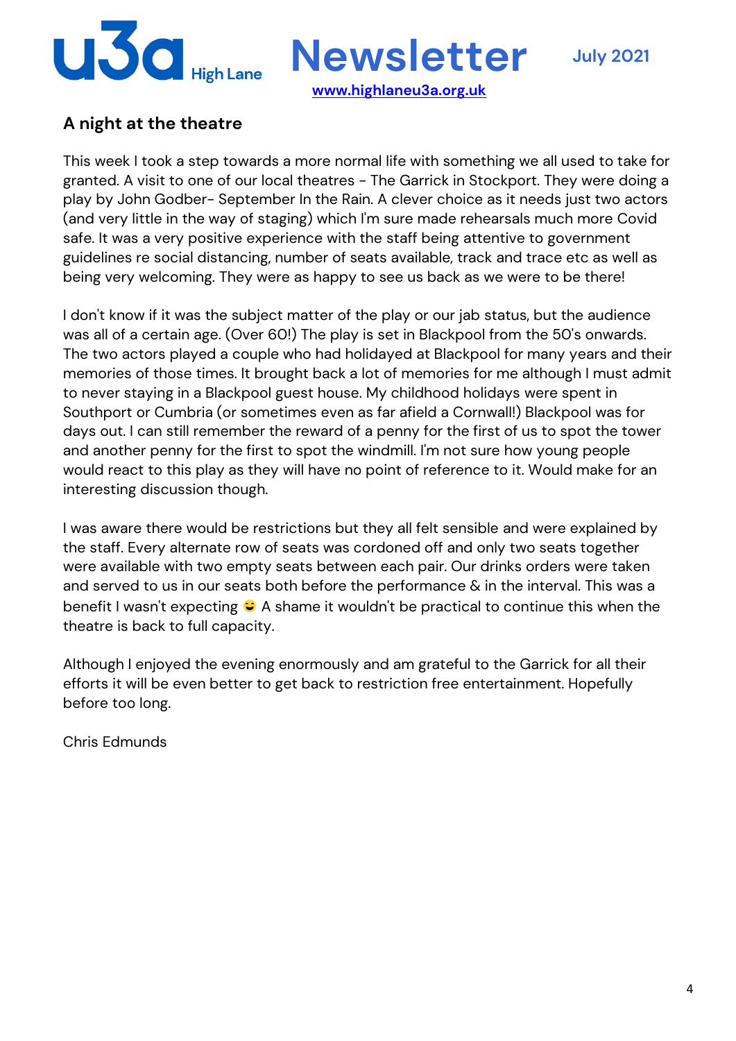# A night at the theatre

This week I took a step towards a more normal life with something we all used to take for granted. A visit to one of our local theatres - The Garrick in Stockport. They were doing a play by John Godber- September In the Rain. A clever choice as it needs just two actors (and very little in the way of staging) which I'm sure made rehearsals much more Covid safe. It was a very positive experience with the staff being attentive to government guidelines re social distancing, number of seats available, track and trace etc as well as being very welcoming. They were as happy to see us back as we were to be there!

I don't know if it was the subject matter of the play or our jab status, but the audience was all of a certain age. (Over 60!) The play is set in Blackpool from the 50's onwards. The two actors played a couple who had holidayed at Blackpool for many years and their memories of those times. It brought back a lot of memories for me although I must admit to never staying in a Blackpool guest house. My childhood holidays were spent in Southport or Cumbria (or sometimes even as far afield a Cornwall!) Blackpool was for days out. I can still remember the reward of a penny for the first of us to spot the tower and another penny for the first to spot the windmill. I'm not sure how young people would react to this play as they will have no point of reference to it. Would make for an interesting discussion though.

I was aware there would be restrictions but they all felt sensible and were explained by the staff. Every alternate row of seats was cordoned off and only two seats together were available with two empty seats between each pair. Our drinks orders were taken and served to us in our seats both before the performance & in the interval. This was a benefit I wasn't expecting 😉 A shame it wouldn't be practical to continue this when the theatre is back to full capacity.

Although I enjoyed the evening enormously and am grateful to the Garrick for all their efforts it will be even better to get back to restriction free entertainment. Hopefully before too long.

Chris Edmunds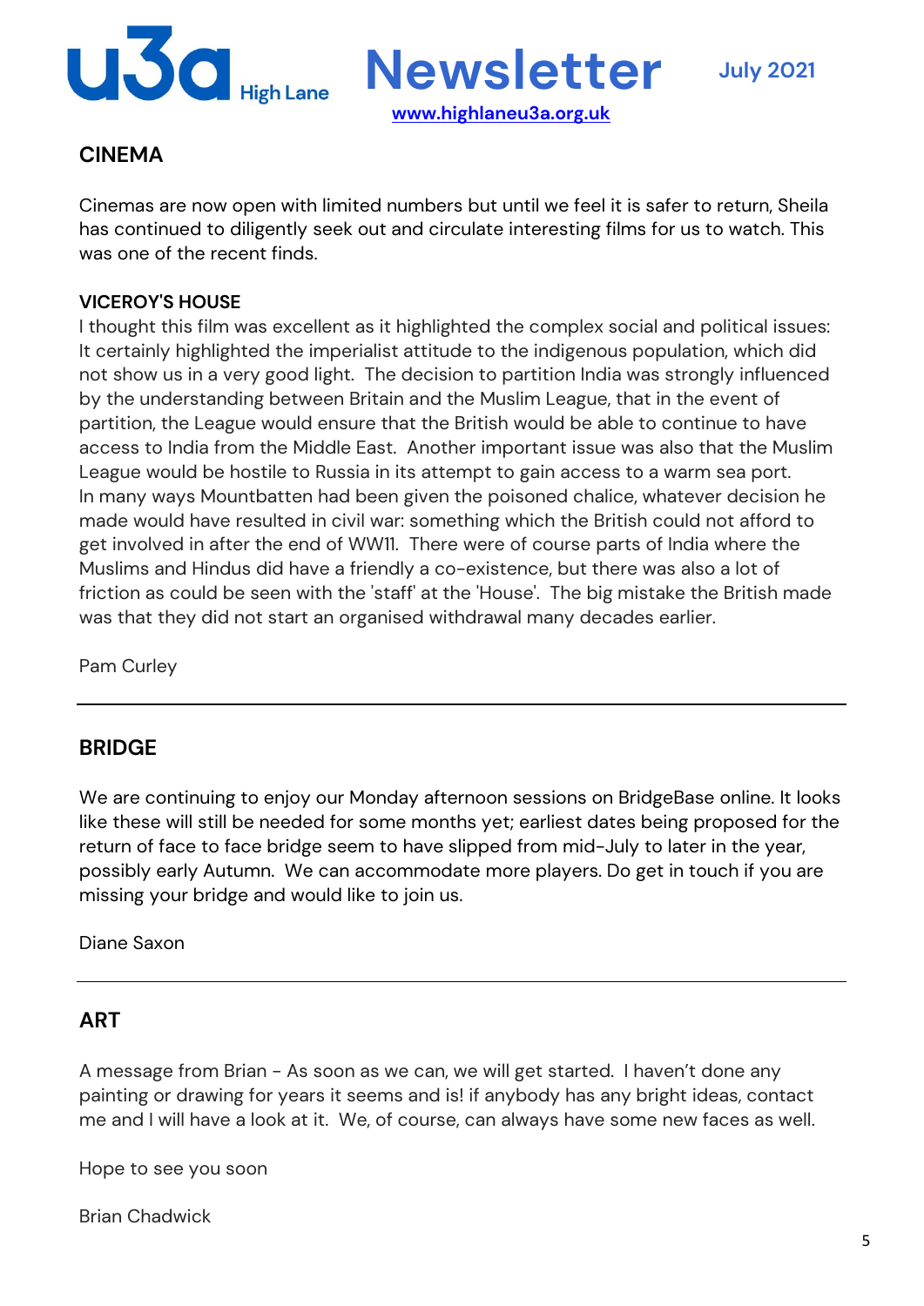## CINEMA

Cinemas are now open with limited numbers but until we feel it is safer to return, Sheila has continued to diligently seek out and circulate interesting films for us to watch. This was one of the recent finds.

### VICEROY'S HOUSE

I thought this film was excellent as it highlighted the complex social and political issues: It certainly highlighted the imperialist attitude to the indigenous population, which did not show us in a very good light.  The decision to partition India was strongly influenced by the understanding between Britain and the Muslim League, that in the event of partition, the League would ensure that the British would be able to continue to have access to India from the Middle East.  Another important issue was also that the Muslim League would be hostile to Russia in its attempt to gain access to a warm sea port. In many ways Mountbatten had been given the poisoned chalice, whatever decision he made would have resulted in civil war: something which the British could not afford to get involved in after the end of WW11.  There were of course parts of India where the Muslims and Hindus did have a friendly a co-existence, but there was also a lot of friction as could be seen with the 'staff' at the 'House'.  The big mistake the British made was that they did not start an organised withdrawal many decades earlier.

Pam Curley

---

## BRIDGE

We are continuing to enjoy our Monday afternoon sessions on BridgeBase online. It looks like these will still be needed for some months yet; earliest dates being proposed for the return of face to face bridge seem to have slipped from mid-July to later in the year, possibly early Autumn.  We can accommodate more players. Do get in touch if you are missing your bridge and would like to join us.

Diane Saxon

---

## ART

A message from Brian - As soon as we can, we will get started.  I haven't done any painting or drawing for years it seems and is! if anybody has any bright ideas, contact me and I will have a look at it.  We, of course, can always have some new faces as well.

Hope to see you soon

Brian Chadwick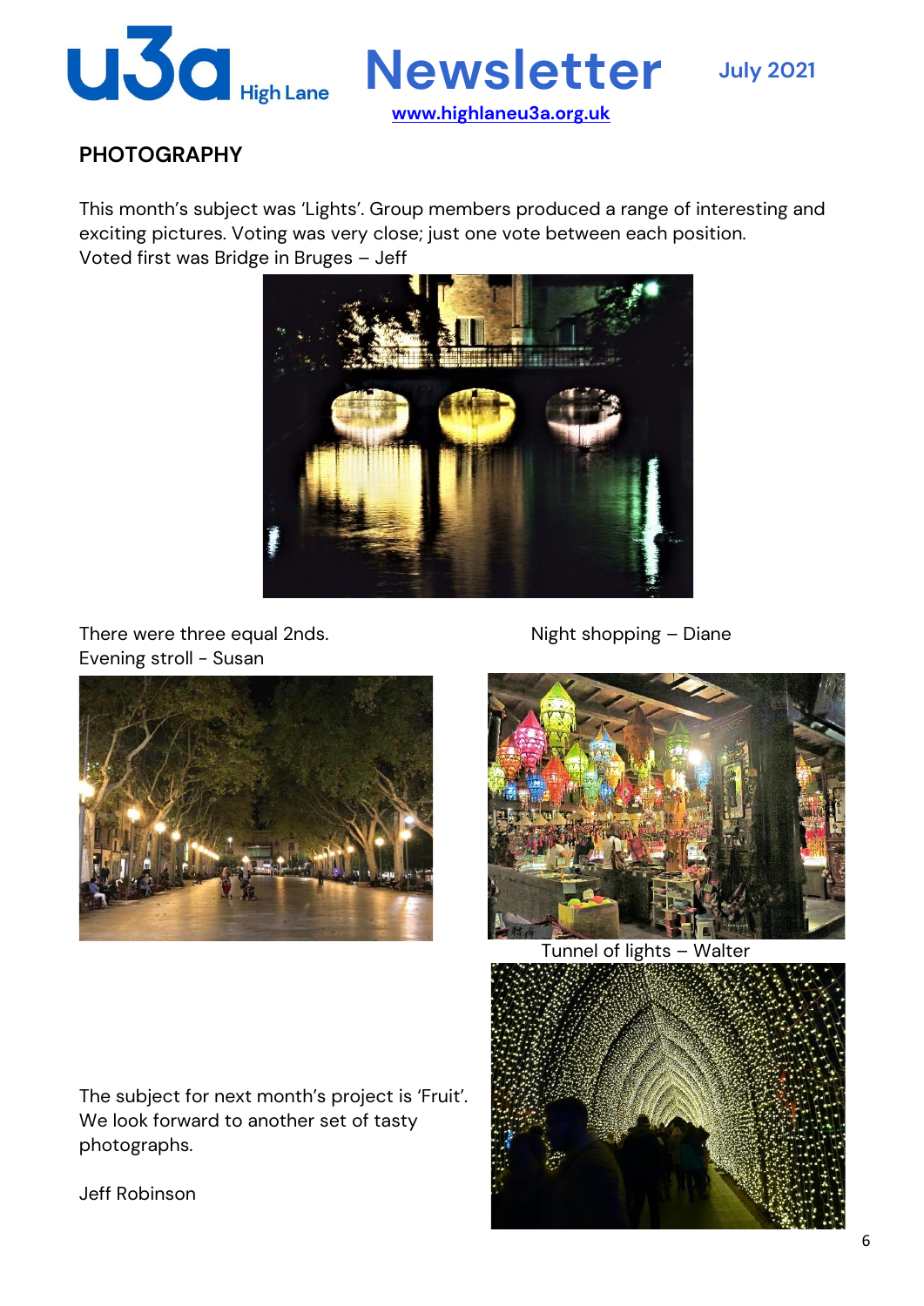## PHOTOGRAPHY

This month's subject was 'Lights'. Group members produced a range of interesting and exciting pictures. Voting was very close; just one vote between each position.
Voted first was Bridge in Bruges – Jeff

There were three equal 2nds.
Evening stroll - Susan

Night shopping – Diane

Tunnel of lights – Walter

The subject for next month's project is 'Fruit'. We look forward to another set of tasty photographs.

Jeff Robinson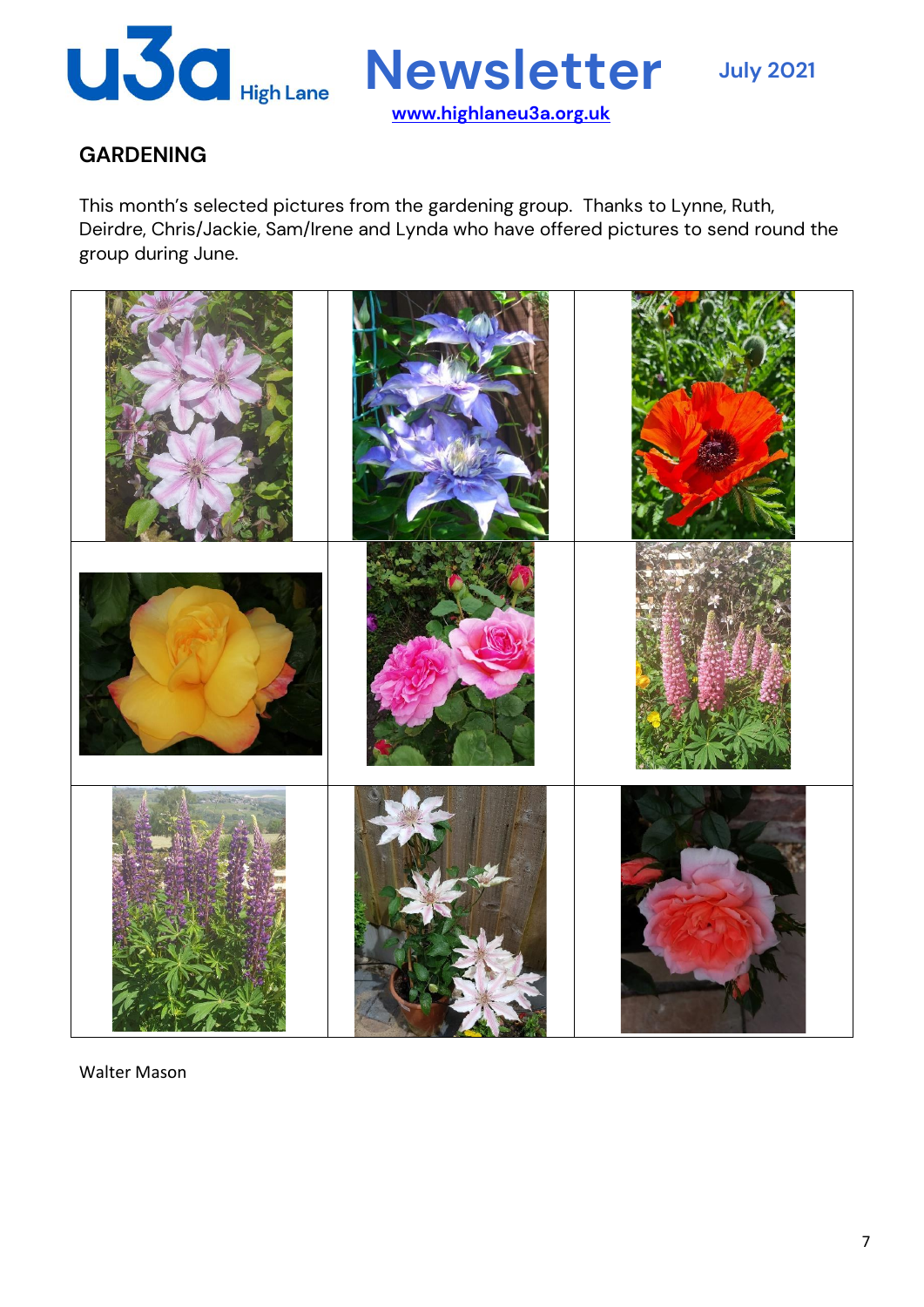## GARDENING

This month's selected pictures from the gardening group. Thanks to Lynne, Ruth, Deirdre, Chris/Jackie, Sam/Irene and Lynda who have offered pictures to send round the group during June.

Walter Mason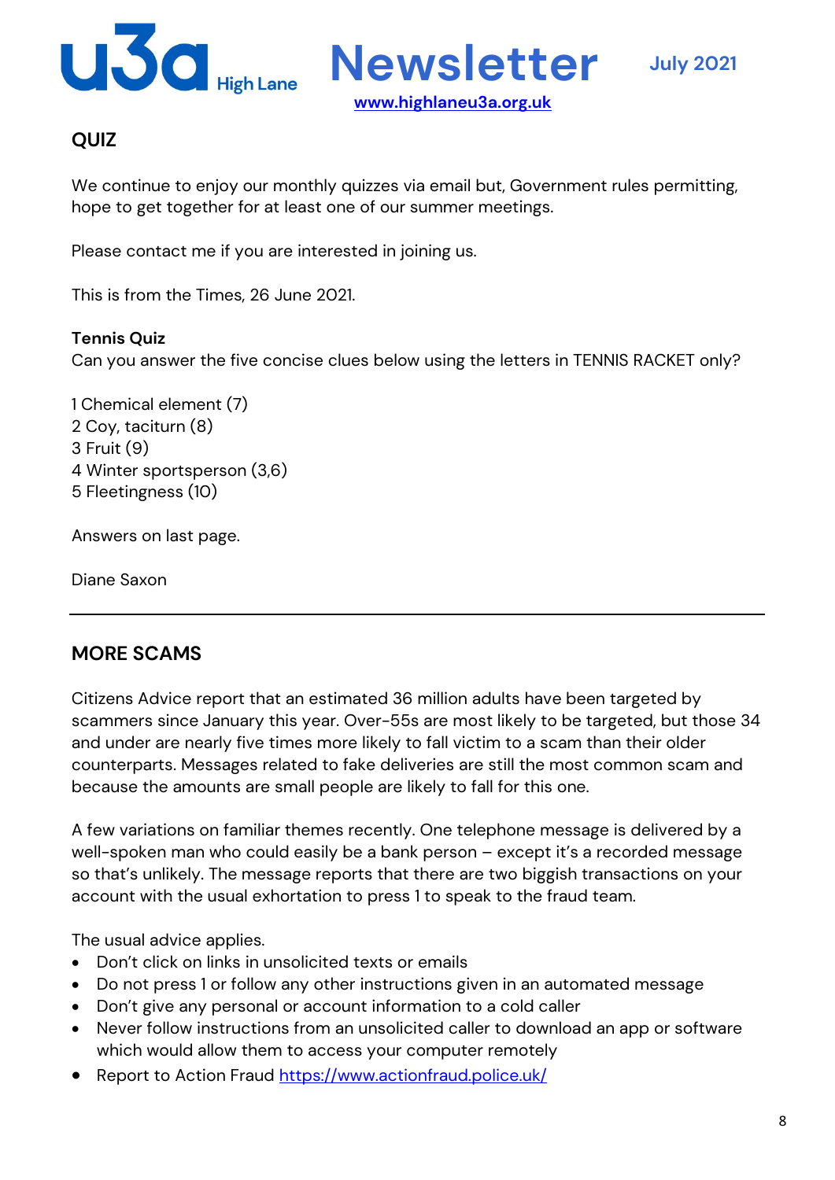## QUIZ

We continue to enjoy our monthly quizzes via email but, Government rules permitting, hope to get together for at least one of our summer meetings.

Please contact me if you are interested in joining us.

This is from the Times, 26 June 2021.

**Tennis Quiz**
Can you answer the five concise clues below using the letters in TENNIS RACKET only?

1 Chemical element (7)
2 Coy, taciturn (8)
3 Fruit (9)
4 Winter sportsperson (3,6)
5 Fleetingness (10)

Answers on last page.

Diane Saxon

---

## MORE SCAMS

Citizens Advice report that an estimated 36 million adults have been targeted by scammers since January this year. Over-55s are most likely to be targeted, but those 34 and under are nearly five times more likely to fall victim to a scam than their older counterparts. Messages related to fake deliveries are still the most common scam and because the amounts are small people are likely to fall for this one.

A few variations on familiar themes recently. One telephone message is delivered by a well-spoken man who could easily be a bank person – except it's a recorded message so that's unlikely. The message reports that there are two biggish transactions on your account with the usual exhortation to press 1 to speak to the fraud team.

The usual advice applies.

- Don't click on links in unsolicited texts or emails
- Do not press 1 or follow any other instructions given in an automated message
- Don't give any personal or account information to a cold caller
- Never follow instructions from an unsolicited caller to download an app or software which would allow them to access your computer remotely
- Report to Action Fraud https://www.actionfraud.police.uk/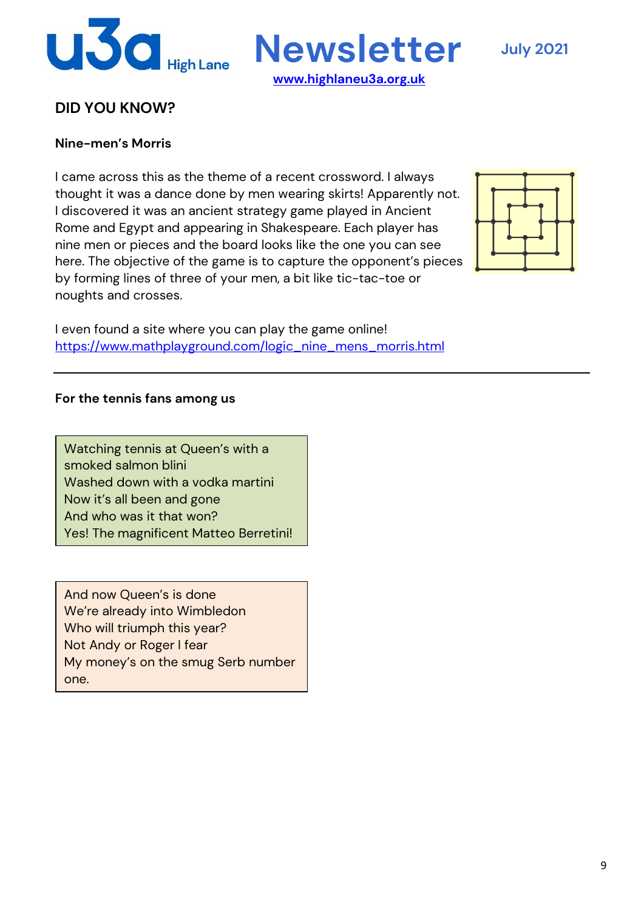## DID YOU KNOW?

### Nine-men's Morris

I came across this as the theme of a recent crossword. I always thought it was a dance done by men wearing skirts! Apparently not. I discovered it was an ancient strategy game played in Ancient Rome and Egypt and appearing in Shakespeare. Each player has nine men or pieces and the board looks like the one you can see here. The objective of the game is to capture the opponent's pieces by forming lines of three of your men, a bit like tic-tac-toe or noughts and crosses.

I even found a site where you can play the game online!
https://www.mathplayground.com/logic_nine_mens_morris.html

---

### For the tennis fans among us

Watching tennis at Queen's with a smoked salmon blini
Washed down with a vodka martini
Now it's all been and gone
And who was it that won?
Yes! The magnificent Matteo Berretini!

And now Queen's is done
We're already into Wimbledon
Who will triumph this year?
Not Andy or Roger I fear
My money's on the smug Serb number one.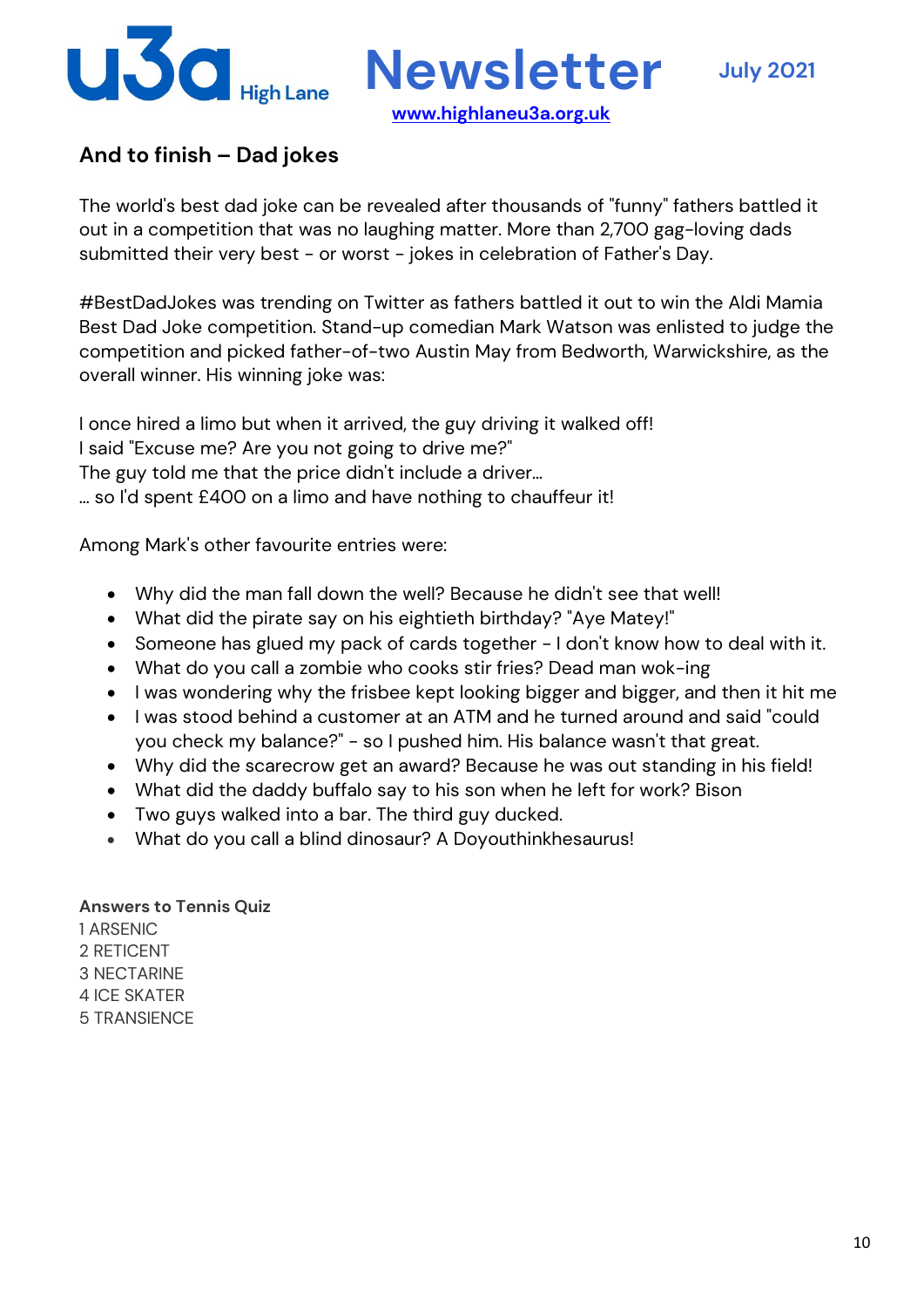## And to finish – Dad jokes

The world's best dad joke can be revealed after thousands of "funny" fathers battled it out in a competition that was no laughing matter. More than 2,700 gag-loving dads submitted their very best - or worst - jokes in celebration of Father's Day.

#BestDadJokes was trending on Twitter as fathers battled it out to win the Aldi Mamia Best Dad Joke competition. Stand-up comedian Mark Watson was enlisted to judge the competition and picked father-of-two Austin May from Bedworth, Warwickshire, as the overall winner. His winning joke was:

I once hired a limo but when it arrived, the guy driving it walked off!
I said "Excuse me? Are you not going to drive me?"
The guy told me that the price didn't include a driver...
... so I'd spent £400 on a limo and have nothing to chauffeur it!

Among Mark's other favourite entries were:

- Why did the man fall down the well? Because he didn't see that well!
- What did the pirate say on his eightieth birthday? "Aye Matey!"
- Someone has glued my pack of cards together - I don't know how to deal with it.
- What do you call a zombie who cooks stir fries? Dead man wok-ing
- I was wondering why the frisbee kept looking bigger and bigger, and then it hit me
- I was stood behind a customer at an ATM and he turned around and said "could you check my balance?" - so I pushed him. His balance wasn't that great.
- Why did the scarecrow get an award? Because he was out standing in his field!
- What did the daddy buffalo say to his son when he left for work? Bison
- Two guys walked into a bar. The third guy ducked.
- What do you call a blind dinosaur? A Doyouthinkhesaurus!

**Answers to Tennis Quiz**
1 ARSENIC
2 RETICENT
3 NECTARINE
4 ICE SKATER
5 TRANSIENCE